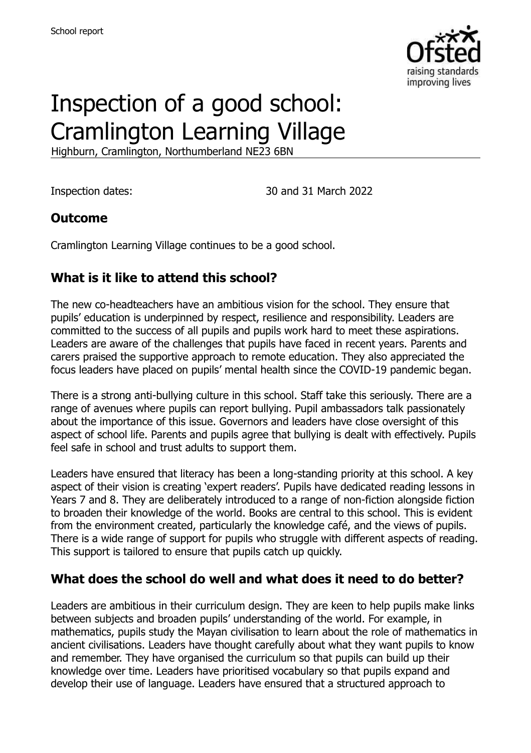School report

# Inspection of a good school: Cramlington Learning Village

Highburn, Cramlington, Northumberland NE23 6BN

Inspection dates: 30 and 31 March 2022

## Outcome

Cramlington Learning Village continues to be a good school.

## What is it like to attend this school?

The new co-headteachers have an ambitious vision for the school. They ensure that pupils' education is underpinned by respect, resilience and responsibility. Leaders are committed to the success of all pupils and pupils work hard to meet these aspirations. Leaders are aware of the challenges that pupils have faced in recent years. Parents and carers praised the supportive approach to remote education. They also appreciated the focus leaders have placed on pupils' mental health since the COVID-19 pandemic began.

There is a strong anti-bullying culture in this school. Staff take this seriously. There are a range of avenues where pupils can report bullying. Pupil ambassadors talk passionately about the importance of this issue. Governors and leaders have close oversight of this aspect of school life. Parents and pupils agree that bullying is dealt with effectively. Pupils feel safe in school and trust adults to support them.

Leaders have ensured that literacy has been a long-standing priority at this school. A key aspect of their vision is creating 'expert readers'. Pupils have dedicated reading lessons in Years 7 and 8. They are deliberately introduced to a range of non-fiction alongside fiction to broaden their knowledge of the world. Books are central to this school. This is evident from the environment created, particularly the knowledge café, and the views of pupils. There is a wide range of support for pupils who struggle with different aspects of reading. This support is tailored to ensure that pupils catch up quickly.

## What does the school do well and what does it need to do better?

Leaders are ambitious in their curriculum design. They are keen to help pupils make links between subjects and broaden pupils' understanding of the world. For example, in mathematics, pupils study the Mayan civilisation to learn about the role of mathematics in ancient civilisations. Leaders have thought carefully about what they want pupils to know and remember. They have organised the curriculum so that pupils can build up their knowledge over time. Leaders have prioritised vocabulary so that pupils expand and develop their use of language. Leaders have ensured that a structured approach to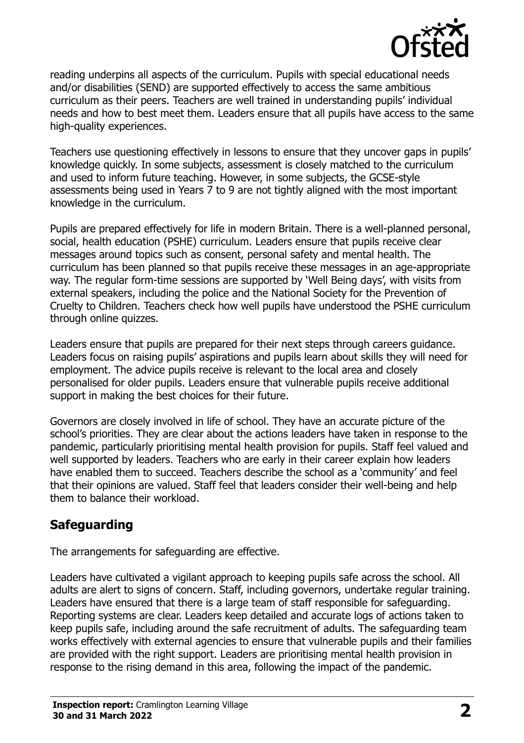reading underpins all aspects of the curriculum. Pupils with special educational needs and/or disabilities (SEND) are supported effectively to access the same ambitious curriculum as their peers. Teachers are well trained in understanding pupils' individual needs and how to best meet them. Leaders ensure that all pupils have access to the same high-quality experiences.

Teachers use questioning effectively in lessons to ensure that they uncover gaps in pupils' knowledge quickly. In some subjects, assessment is closely matched to the curriculum and used to inform future teaching. However, in some subjects, the GCSE-style assessments being used in Years 7 to 9 are not tightly aligned with the most important knowledge in the curriculum.

Pupils are prepared effectively for life in modern Britain. There is a well-planned personal, social, health education (PSHE) curriculum. Leaders ensure that pupils receive clear messages around topics such as consent, personal safety and mental health. The curriculum has been planned so that pupils receive these messages in an age-appropriate way. The regular form-time sessions are supported by 'Well Being days', with visits from external speakers, including the police and the National Society for the Prevention of Cruelty to Children. Teachers check how well pupils have understood the PSHE curriculum through online quizzes.

Leaders ensure that pupils are prepared for their next steps through careers guidance. Leaders focus on raising pupils' aspirations and pupils learn about skills they will need for employment. The advice pupils receive is relevant to the local area and closely personalised for older pupils. Leaders ensure that vulnerable pupils receive additional support in making the best choices for their future.

Governors are closely involved in life of school. They have an accurate picture of the school's priorities. They are clear about the actions leaders have taken in response to the pandemic, particularly prioritising mental health provision for pupils. Staff feel valued and well supported by leaders. Teachers who are early in their career explain how leaders have enabled them to succeed. Teachers describe the school as a 'community' and feel that their opinions are valued. Staff feel that leaders consider their well-being and help them to balance their workload.

## Safeguarding

The arrangements for safeguarding are effective.

Leaders have cultivated a vigilant approach to keeping pupils safe across the school. All adults are alert to signs of concern. Staff, including governors, undertake regular training. Leaders have ensured that there is a large team of staff responsible for safeguarding. Reporting systems are clear. Leaders keep detailed and accurate logs of actions taken to keep pupils safe, including around the safe recruitment of adults. The safeguarding team works effectively with external agencies to ensure that vulnerable pupils and their families are provided with the right support. Leaders are prioritising mental health provision in response to the rising demand in this area, following the impact of the pandemic.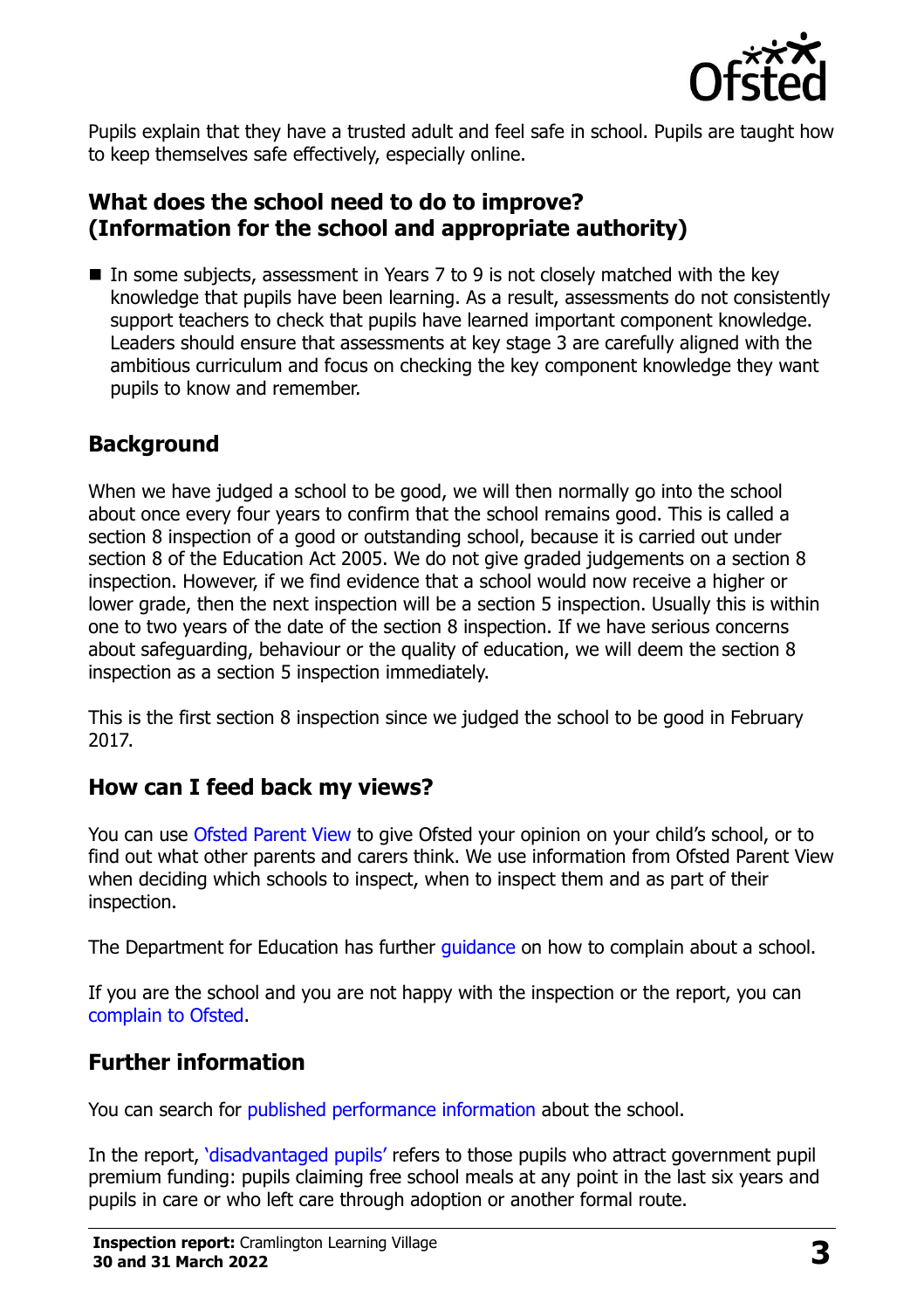Pupils explain that they have a trusted adult and feel safe in school. Pupils are taught how to keep themselves safe effectively, especially online.

## What does the school need to do to improve? (Information for the school and appropriate authority)

- In some subjects, assessment in Years 7 to 9 is not closely matched with the key knowledge that pupils have been learning. As a result, assessments do not consistently support teachers to check that pupils have learned important component knowledge. Leaders should ensure that assessments at key stage 3 are carefully aligned with the ambitious curriculum and focus on checking the key component knowledge they want pupils to know and remember.

## Background

When we have judged a school to be good, we will then normally go into the school about once every four years to confirm that the school remains good. This is called a section 8 inspection of a good or outstanding school, because it is carried out under section 8 of the Education Act 2005. We do not give graded judgements on a section 8 inspection. However, if we find evidence that a school would now receive a higher or lower grade, then the next inspection will be a section 5 inspection. Usually this is within one to two years of the date of the section 8 inspection. If we have serious concerns about safeguarding, behaviour or the quality of education, we will deem the section 8 inspection as a section 5 inspection immediately.

This is the first section 8 inspection since we judged the school to be good in February 2017.

## How can I feed back my views?

You can use Ofsted Parent View to give Ofsted your opinion on your child's school, or to find out what other parents and carers think. We use information from Ofsted Parent View when deciding which schools to inspect, when to inspect them and as part of their inspection.

The Department for Education has further guidance on how to complain about a school.

If you are the school and you are not happy with the inspection or the report, you can complain to Ofsted.

## Further information

You can search for published performance information about the school.

In the report, 'disadvantaged pupils' refers to those pupils who attract government pupil premium funding: pupils claiming free school meals at any point in the last six years and pupils in care or who left care through adoption or another formal route.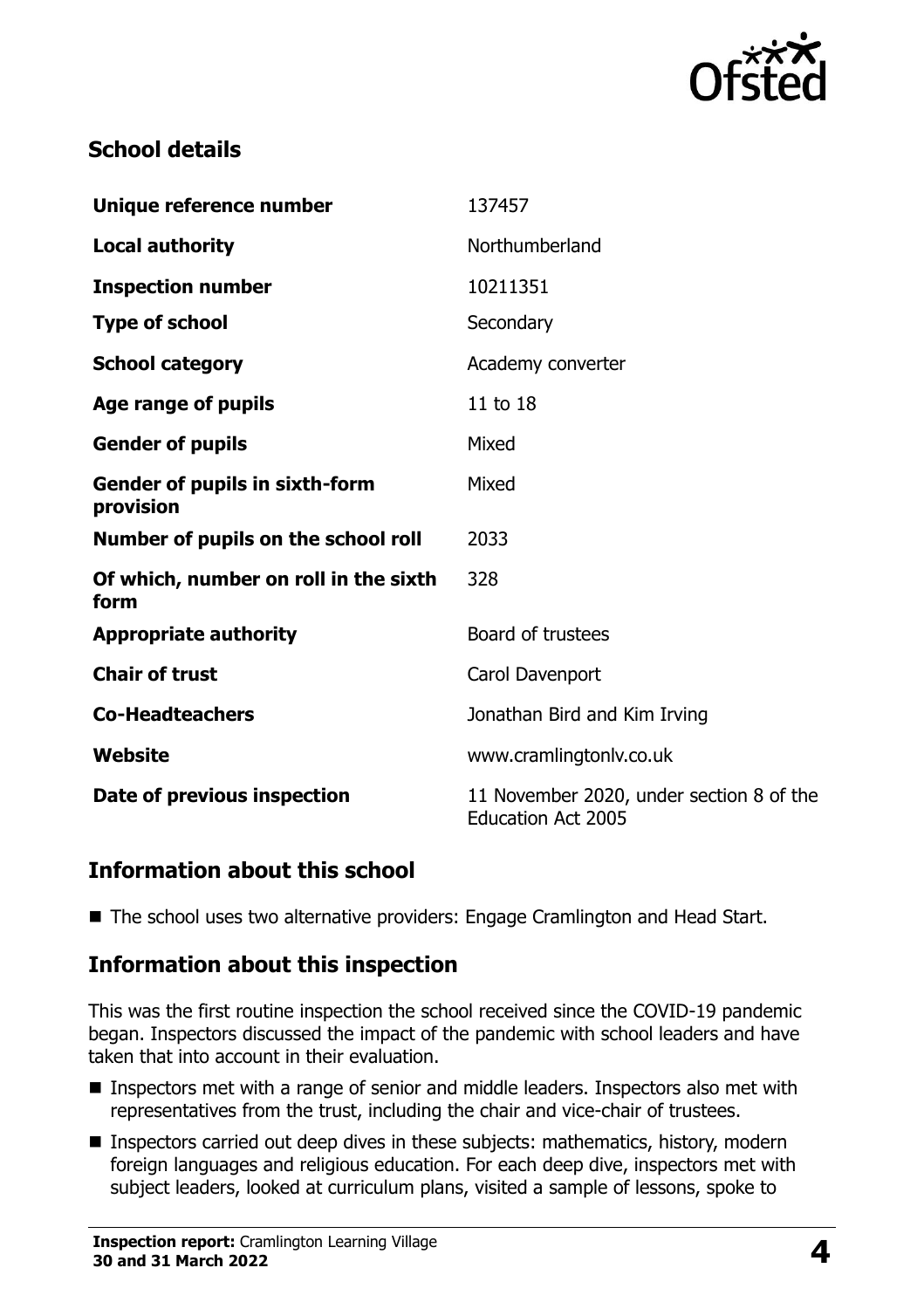## School details

| | |
|---|---|
| **Unique reference number** | 137457 |
| **Local authority** | Northumberland |
| **Inspection number** | 10211351 |
| **Type of school** | Secondary |
| **School category** | Academy converter |
| **Age range of pupils** | 11 to 18 |
| **Gender of pupils** | Mixed |
| **Gender of pupils in sixth-form provision** | Mixed |
| **Number of pupils on the school roll** | 2033 |
| **Of which, number on roll in the sixth form** | 328 |
| **Appropriate authority** | Board of trustees |
| **Chair of trust** | Carol Davenport |
| **Co-Headteachers** | Jonathan Bird and Kim Irving |
| **Website** | www.cramlingtonlv.co.uk |
| **Date of previous inspection** | 11 November 2020, under section 8 of the Education Act 2005 |

## Information about this school

- The school uses two alternative providers: Engage Cramlington and Head Start.

## Information about this inspection

This was the first routine inspection the school received since the COVID-19 pandemic began. Inspectors discussed the impact of the pandemic with school leaders and have taken that into account in their evaluation.

- Inspectors met with a range of senior and middle leaders. Inspectors also met with representatives from the trust, including the chair and vice-chair of trustees.
- Inspectors carried out deep dives in these subjects: mathematics, history, modern foreign languages and religious education. For each deep dive, inspectors met with subject leaders, looked at curriculum plans, visited a sample of lessons, spoke to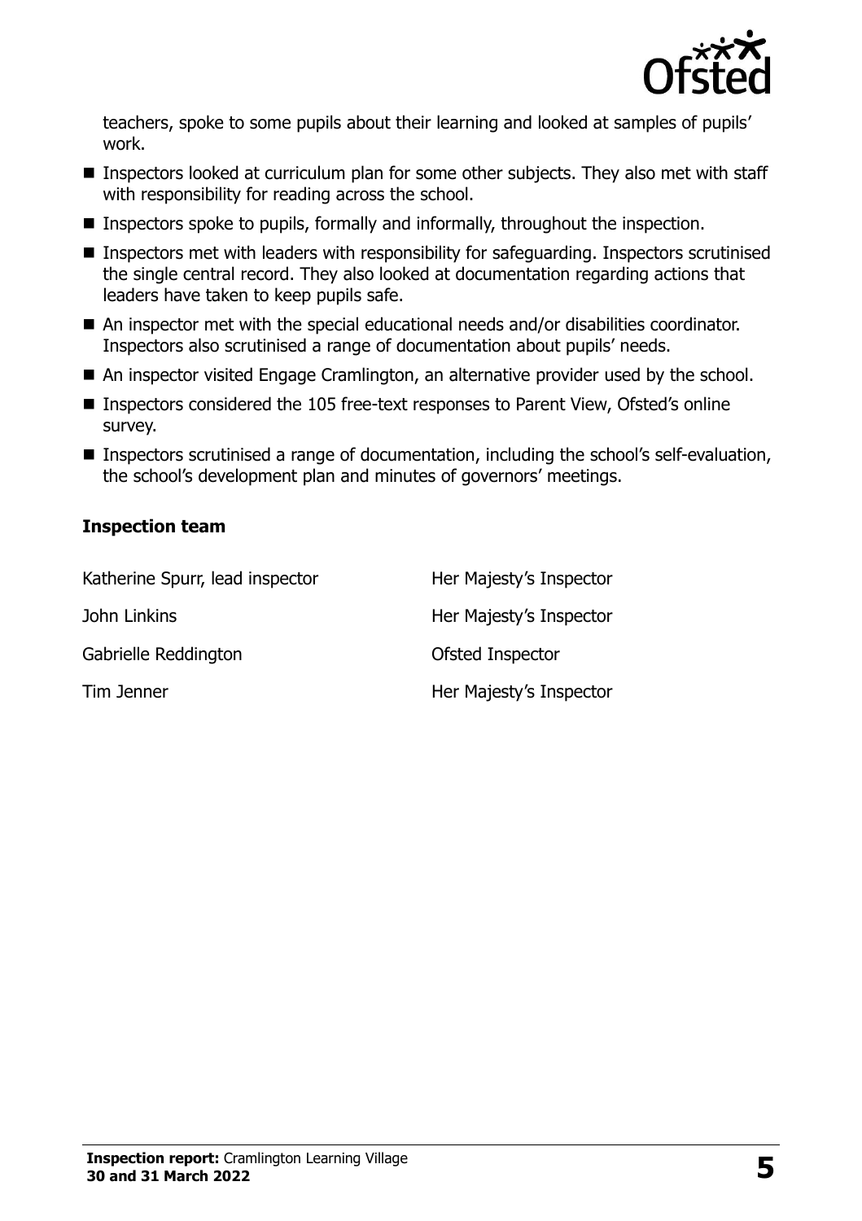teachers, spoke to some pupils about their learning and looked at samples of pupils' work.

- Inspectors looked at curriculum plan for some other subjects. They also met with staff with responsibility for reading across the school.
- Inspectors spoke to pupils, formally and informally, throughout the inspection.
- Inspectors met with leaders with responsibility for safeguarding. Inspectors scrutinised the single central record. They also looked at documentation regarding actions that leaders have taken to keep pupils safe.
- An inspector met with the special educational needs and/or disabilities coordinator. Inspectors also scrutinised a range of documentation about pupils' needs.
- An inspector visited Engage Cramlington, an alternative provider used by the school.
- Inspectors considered the 105 free-text responses to Parent View, Ofsted's online survey.
- Inspectors scrutinised a range of documentation, including the school's self-evaluation, the school's development plan and minutes of governors' meetings.

### Inspection team

| | |
|---|---|
| Katherine Spurr, lead inspector | Her Majesty's Inspector |
| John Linkins | Her Majesty's Inspector |
| Gabrielle Reddington | Ofsted Inspector |
| Tim Jenner | Her Majesty's Inspector |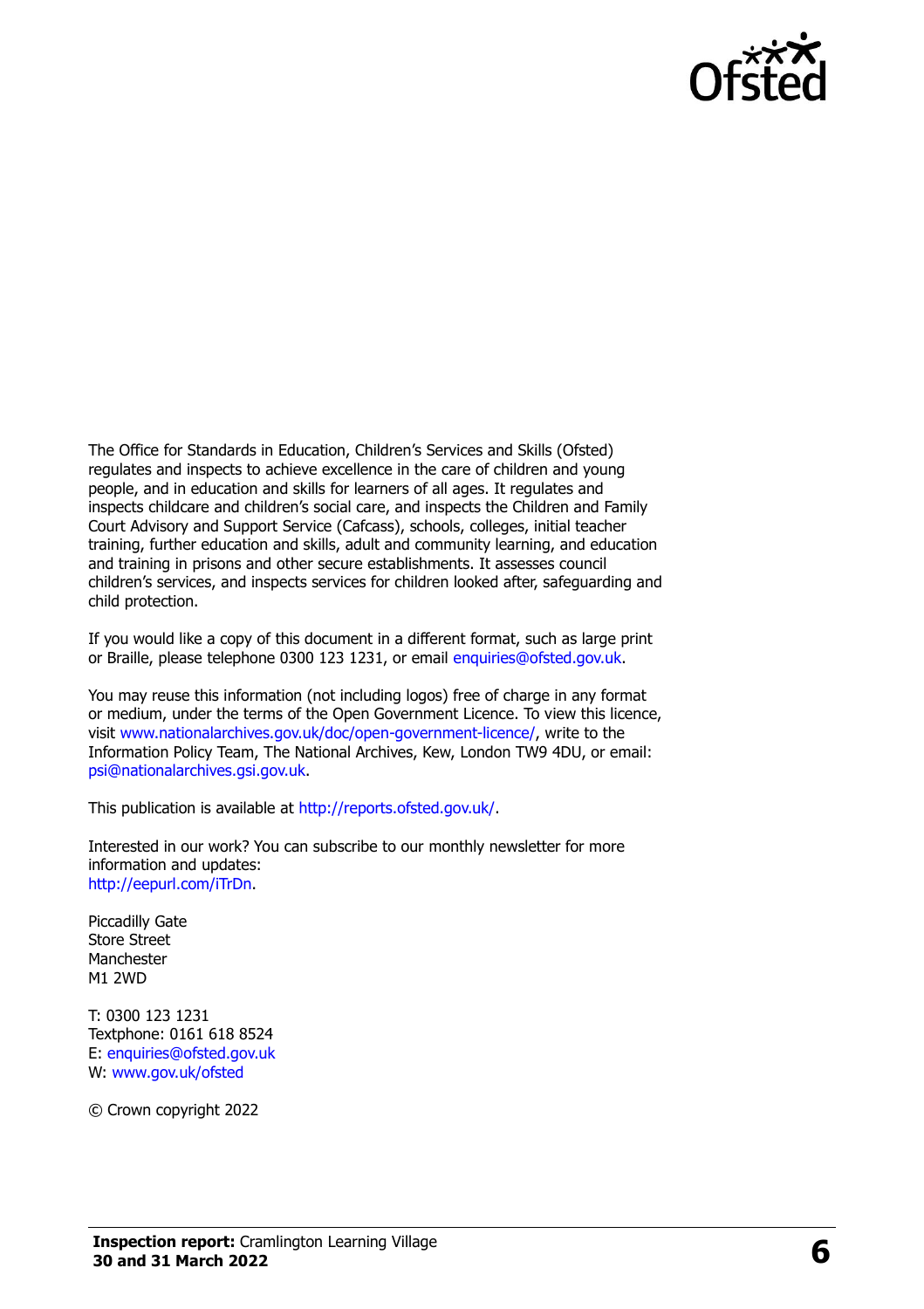The Office for Standards in Education, Children's Services and Skills (Ofsted) regulates and inspects to achieve excellence in the care of children and young people, and in education and skills for learners of all ages. It regulates and inspects childcare and children's social care, and inspects the Children and Family Court Advisory and Support Service (Cafcass), schools, colleges, initial teacher training, further education and skills, adult and community learning, and education and training in prisons and other secure establishments. It assesses council children's services, and inspects services for children looked after, safeguarding and child protection.

If you would like a copy of this document in a different format, such as large print or Braille, please telephone 0300 123 1231, or email enquiries@ofsted.gov.uk.

You may reuse this information (not including logos) free of charge in any format or medium, under the terms of the Open Government Licence. To view this licence, visit www.nationalarchives.gov.uk/doc/open-government-licence/, write to the Information Policy Team, The National Archives, Kew, London TW9 4DU, or email: psi@nationalarchives.gsi.gov.uk.

This publication is available at http://reports.ofsted.gov.uk/.

Interested in our work? You can subscribe to our monthly newsletter for more information and updates:
http://eepurl.com/iTrDn.

Piccadilly Gate
Store Street
Manchester
M1 2WD

T: 0300 123 1231
Textphone: 0161 618 8524
E: enquiries@ofsted.gov.uk
W: www.gov.uk/ofsted

© Crown copyright 2022